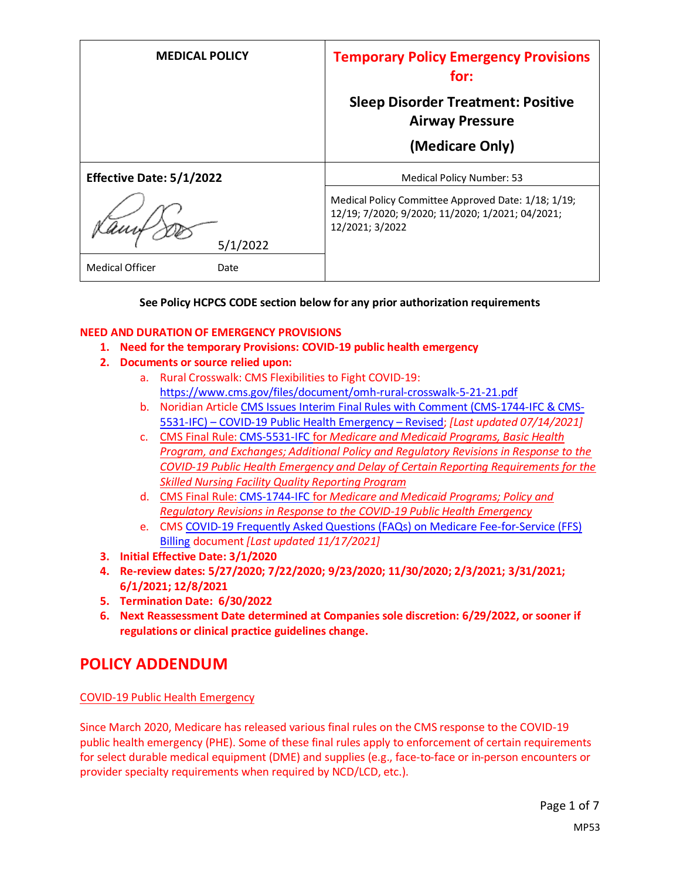| MEDICAL POLICY | Temporary Policy Emergency Provisions for: Sleep Disorder Treatment: Positive Airway Pressure (Medicare Only) |
|---|---|
| **Effective Date: 5/1/2022** | Medical Policy Number: 53 |
| 5/1/2022 | Medical Policy Committee Approved Date: 1/18; 1/19; 12/19; 7/2020; 9/2020; 11/2020; 1/2021; 04/2021; 12/2021; 3/2022 |
| Medical Officer Date | |

**See Policy HCPCS CODE section below for any prior authorization requirements**

**NEED AND DURATION OF EMERGENCY PROVISIONS**

1. **Need for the temporary Provisions: COVID-19 public health emergency**
2. **Documents or source relied upon:**
   a. Rural Crosswalk: CMS Flexibilities to Fight COVID-19: https://www.cms.gov/files/document/omh-rural-crosswalk-5-21-21.pdf
   b. Noridian Article CMS Issues Interim Final Rules with Comment (CMS-1744-IFC & CMS-5531-IFC) – COVID-19 Public Health Emergency – Revised; *[Last updated 07/14/2021]*
   c. CMS Final Rule: CMS-5531-IFC for *Medicare and Medicaid Programs, Basic Health Program, and Exchanges; Additional Policy and Regulatory Revisions in Response to the COVID-19 Public Health Emergency and Delay of Certain Reporting Requirements for the Skilled Nursing Facility Quality Reporting Program*
   d. CMS Final Rule: CMS-1744-IFC for *Medicare and Medicaid Programs; Policy and Regulatory Revisions in Response to the COVID-19 Public Health Emergency*
   e. CMS COVID-19 Frequently Asked Questions (FAQs) on Medicare Fee-for-Service (FFS) Billing document *[Last updated 11/17/2021]*
3. **Initial Effective Date: 3/1/2020**
4. **Re-review dates: 5/27/2020; 7/22/2020; 9/23/2020; 11/30/2020; 2/3/2021; 3/31/2021; 6/1/2021; 12/8/2021**
5. **Termination Date: 6/30/2022**
6. **Next Reassessment Date determined at Companies sole discretion: 6/29/2022, or sooner if regulations or clinical practice guidelines change.**

## POLICY ADDENDUM

COVID-19 Public Health Emergency

Since March 2020, Medicare has released various final rules on the CMS response to the COVID-19 public health emergency (PHE). Some of these final rules apply to enforcement of certain requirements for select durable medical equipment (DME) and supplies (e.g., face-to-face or in-person encounters or provider specialty requirements when required by NCD/LCD, etc.).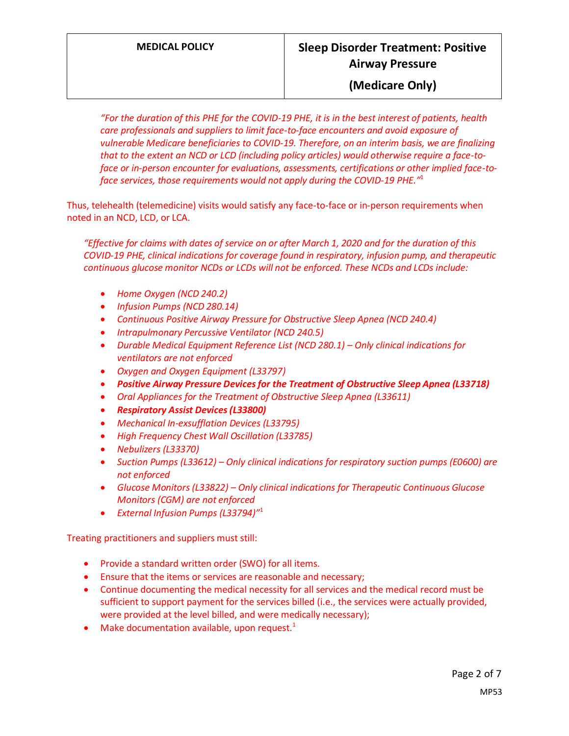*"For the duration of this PHE for the COVID-19 PHE, it is in the best interest of patients, health care professionals and suppliers to limit face-to-face encounters and avoid exposure of vulnerable Medicare beneficiaries to COVID-19. Therefore, on an interim basis, we are finalizing that to the extent an NCD or LCD (including policy articles) would otherwise require a face-to-face or in-person encounter for evaluations, assessments, certifications or other implied face-to-face services, those requirements would not apply during the COVID-19 PHE."*[1]

Thus, telehealth (telemedicine) visits would satisfy any face-to-face or in-person requirements when noted in an NCD, LCD, or LCA.

*"Effective for claims with dates of service on or after March 1, 2020 and for the duration of this COVID-19 PHE, clinical indications for coverage found in respiratory, infusion pump, and therapeutic continuous glucose monitor NCDs or LCDs will not be enforced. These NCDs and LCDs include:*

- *Home Oxygen (NCD 240.2)*
- *Infusion Pumps (NCD 280.14)*
- *Continuous Positive Airway Pressure for Obstructive Sleep Apnea (NCD 240.4)*
- *Intrapulmonary Percussive Ventilator (NCD 240.5)*
- *Durable Medical Equipment Reference List (NCD 280.1) – Only clinical indications for ventilators are not enforced*
- *Oxygen and Oxygen Equipment (L33797)*
- ***Positive Airway Pressure Devices for the Treatment of Obstructive Sleep Apnea (L33718)***
- *Oral Appliances for the Treatment of Obstructive Sleep Apnea (L33611)*
- ***Respiratory Assist Devices (L33800)***
- *Mechanical In-exsufflation Devices (L33795)*
- *High Frequency Chest Wall Oscillation (L33785)*
- *Nebulizers (L33370)*
- *Suction Pumps (L33612) – Only clinical indications for respiratory suction pumps (E0600) are not enforced*
- *Glucose Monitors (L33822) – Only clinical indications for Therapeutic Continuous Glucose Monitors (CGM) are not enforced*
- *External Infusion Pumps (L33794)"*[1]

Treating practitioners and suppliers must still:

- Provide a standard written order (SWO) for all items.
- Ensure that the items or services are reasonable and necessary;
- Continue documenting the medical necessity for all services and the medical record must be sufficient to support payment for the services billed (i.e., the services were actually provided, were provided at the level billed, and were medically necessary);
- Make documentation available, upon request.[1]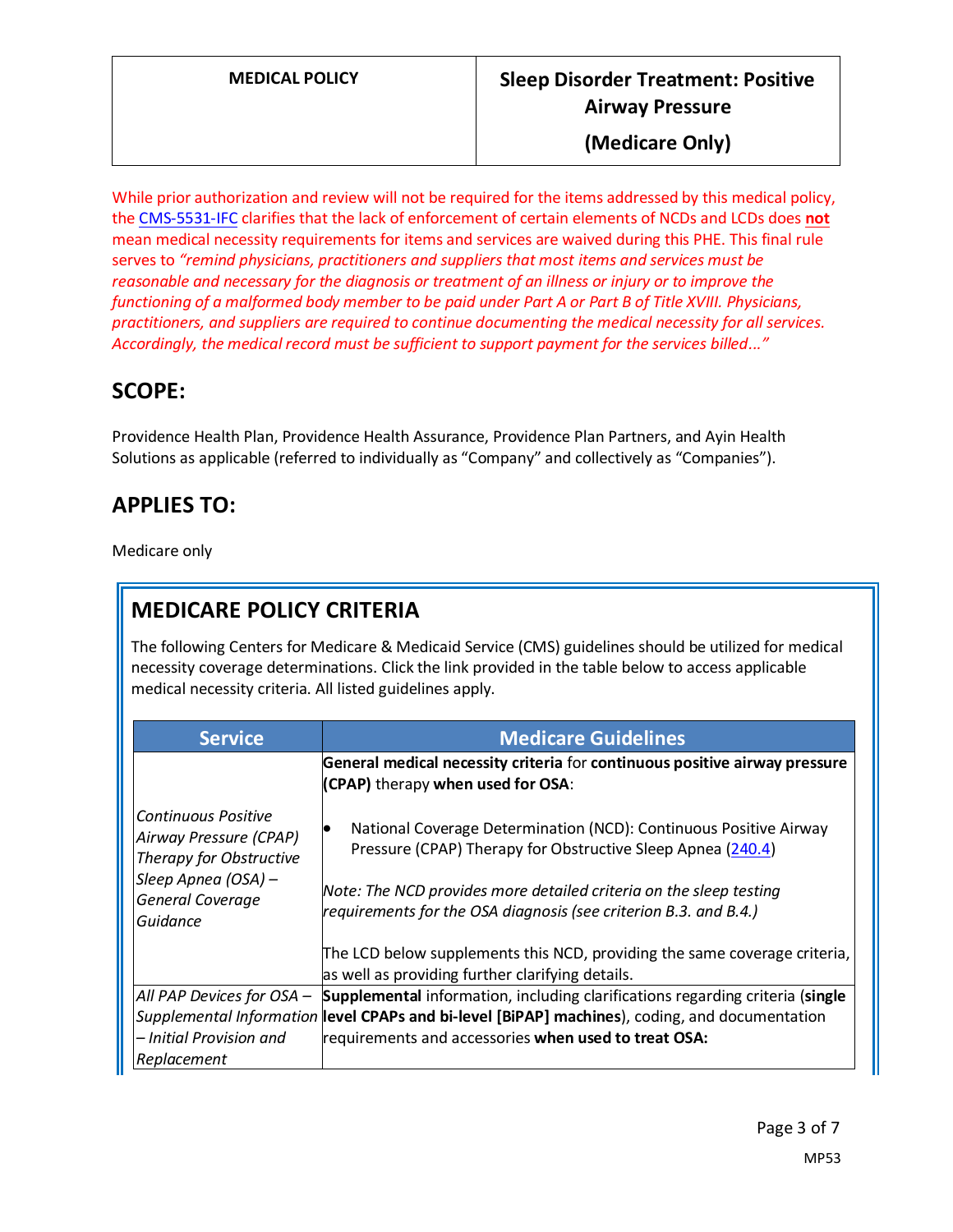| MEDICAL POLICY | Sleep Disorder Treatment: Positive Airway Pressure (Medicare Only) |
|---|---|

While prior authorization and review will not be required for the items addressed by this medical policy, the CMS-5531-IFC clarifies that the lack of enforcement of certain elements of NCDs and LCDs does **not** mean medical necessity requirements for items and services are waived during this PHE. This final rule serves to *"remind physicians, practitioners and suppliers that most items and services must be reasonable and necessary for the diagnosis or treatment of an illness or injury or to improve the functioning of a malformed body member to be paid under Part A or Part B of Title XVIII. Physicians, practitioners, and suppliers are required to continue documenting the medical necessity for all services. Accordingly, the medical record must be sufficient to support payment for the services billed..."*

## SCOPE:

Providence Health Plan, Providence Health Assurance, Providence Plan Partners, and Ayin Health Solutions as applicable (referred to individually as "Company" and collectively as "Companies").

## APPLIES TO:

Medicare only

## MEDICARE POLICY CRITERIA

The following Centers for Medicare & Medicaid Service (CMS) guidelines should be utilized for medical necessity coverage determinations. Click the link provided in the table below to access applicable medical necessity criteria. All listed guidelines apply.

| Service | Medicare Guidelines |
|---|---|
| *Continuous Positive Airway Pressure (CPAP) Therapy for Obstructive Sleep Apnea (OSA) – General Coverage Guidance* | **General medical necessity criteria** for **continuous positive airway pressure (CPAP)** therapy **when used for OSA**:<br><br>• National Coverage Determination (NCD): Continuous Positive Airway Pressure (CPAP) Therapy for Obstructive Sleep Apnea (240.4)<br><br>*Note: The NCD provides more detailed criteria on the sleep testing requirements for the OSA diagnosis (see criterion B.3. and B.4.)*<br><br>The LCD below supplements this NCD, providing the same coverage criteria, as well as providing further clarifying details. |
| *All PAP Devices for OSA – Supplemental Information – Initial Provision and Replacement* | **Supplemental** information, including clarifications regarding criteria (**single level CPAPs and bi-level [BiPAP] machines**), coding, and documentation requirements and accessories **when used to treat OSA:** |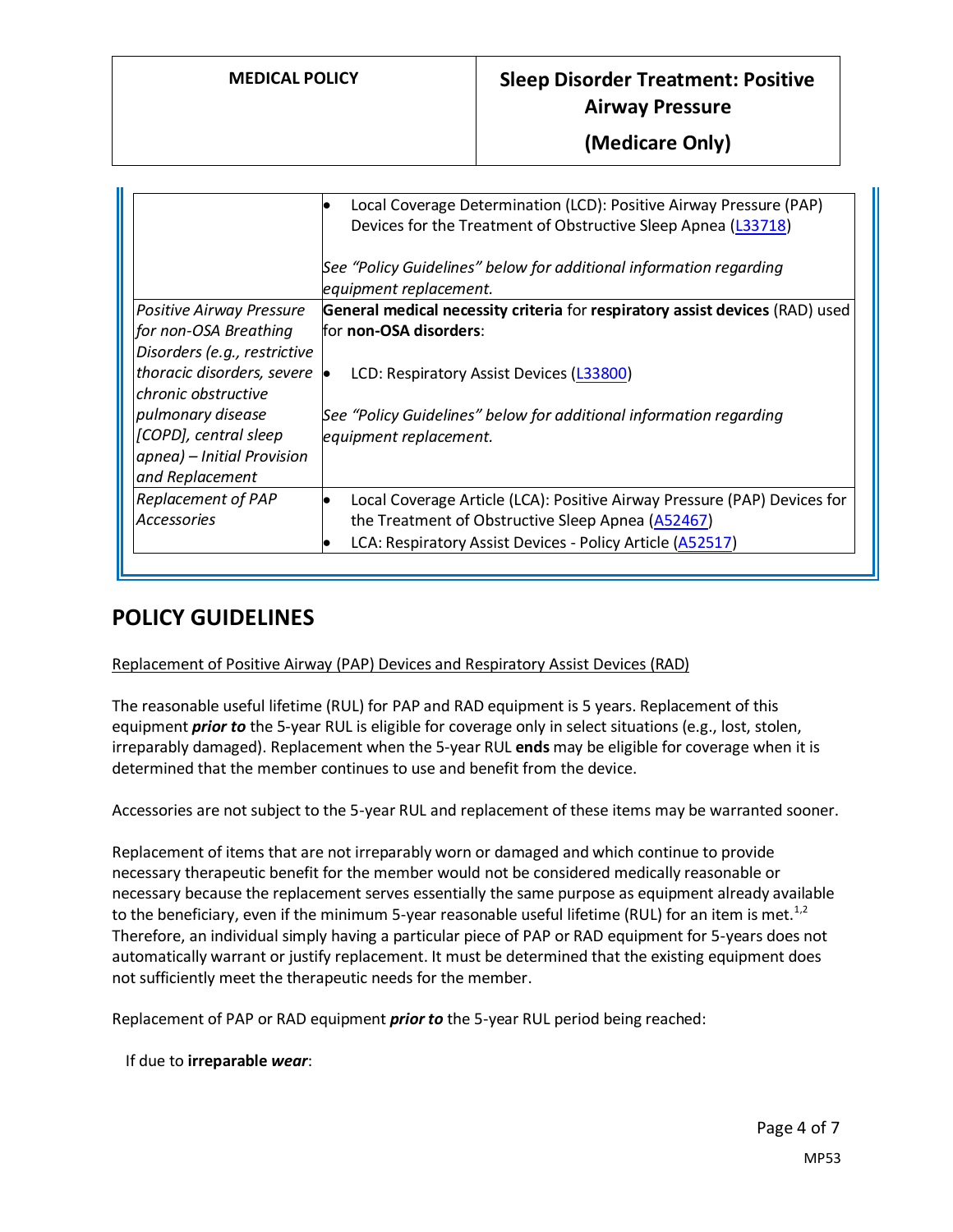| | |
|---|---|
| | • Local Coverage Determination (LCD): Positive Airway Pressure (PAP) Devices for the Treatment of Obstructive Sleep Apnea (L33718)<br><br>*See "Policy Guidelines" below for additional information regarding equipment replacement.* |
| *Positive Airway Pressure for non-OSA Breathing Disorders (e.g., restrictive thoracic disorders, severe chronic obstructive pulmonary disease [COPD], central sleep apnea) – Initial Provision and Replacement* | **General medical necessity criteria** for **respiratory assist devices** (RAD) used for **non-OSA disorders**:<br><br>• LCD: Respiratory Assist Devices (L33800)<br><br>*See "Policy Guidelines" below for additional information regarding equipment replacement.* |
| *Replacement of PAP Accessories* | • Local Coverage Article (LCA): Positive Airway Pressure (PAP) Devices for the Treatment of Obstructive Sleep Apnea (A52467)<br>• LCA: Respiratory Assist Devices - Policy Article (A52517) |

## POLICY GUIDELINES

Replacement of Positive Airway (PAP) Devices and Respiratory Assist Devices (RAD)

The reasonable useful lifetime (RUL) for PAP and RAD equipment is 5 years. Replacement of this equipment ***prior to*** the 5-year RUL is eligible for coverage only in select situations (e.g., lost, stolen, irreparably damaged). Replacement when the 5-year RUL **ends** may be eligible for coverage when it is determined that the member continues to use and benefit from the device.

Accessories are not subject to the 5-year RUL and replacement of these items may be warranted sooner.

Replacement of items that are not irreparably worn or damaged and which continue to provide necessary therapeutic benefit for the member would not be considered medically reasonable or necessary because the replacement serves essentially the same purpose as equipment already available to the beneficiary, even if the minimum 5-year reasonable useful lifetime (RUL) for an item is met.[1,2] Therefore, an individual simply having a particular piece of PAP or RAD equipment for 5-years does not automatically warrant or justify replacement. It must be determined that the existing equipment does not sufficiently meet the therapeutic needs for the member.

Replacement of PAP or RAD equipment ***prior to*** the 5-year RUL period being reached:

If due to **irreparable *wear***: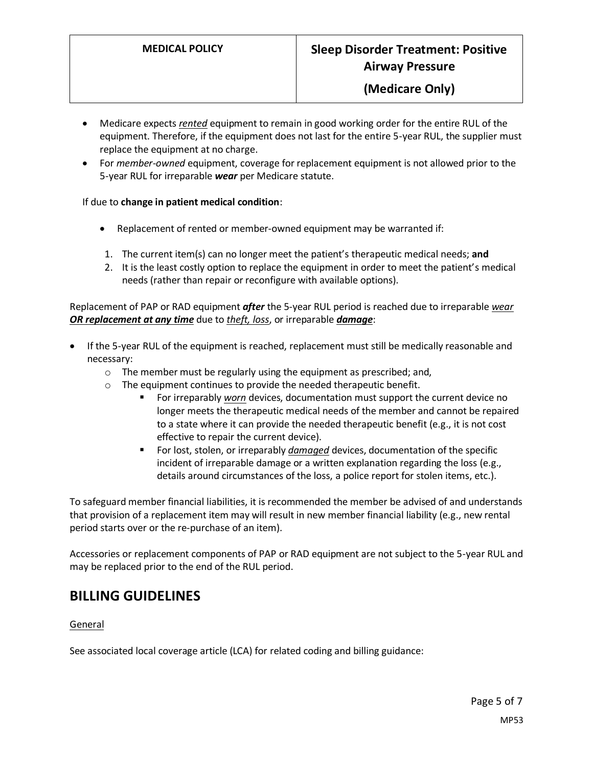- Medicare expects *rented* equipment to remain in good working order for the entire RUL of the equipment. Therefore, if the equipment does not last for the entire 5-year RUL, the supplier must replace the equipment at no charge.
- For *member-owned* equipment, coverage for replacement equipment is not allowed prior to the 5-year RUL for irreparable ***wear*** per Medicare statute.

If due to **change in patient medical condition**:

- Replacement of rented or member-owned equipment may be warranted if:

1. The current item(s) can no longer meet the patient's therapeutic medical needs; **and**
2. It is the least costly option to replace the equipment in order to meet the patient's medical needs (rather than repair or reconfigure with available options).

Replacement of PAP or RAD equipment ***after*** the 5-year RUL period is reached due to irreparable *wear* ***OR replacement at any time*** due to *theft, loss*, or irreparable ***damage***:

- If the 5-year RUL of the equipment is reached, replacement must still be medically reasonable and necessary:
  - The member must be regularly using the equipment as prescribed; and,
  - The equipment continues to provide the needed therapeutic benefit.
    - For irreparably *worn* devices, documentation must support the current device no longer meets the therapeutic medical needs of the member and cannot be repaired to a state where it can provide the needed therapeutic benefit (e.g., it is not cost effective to repair the current device).
    - For lost, stolen, or irreparably *damaged* devices, documentation of the specific incident of irreparable damage or a written explanation regarding the loss (e.g., details around circumstances of the loss, a police report for stolen items, etc.).

To safeguard member financial liabilities, it is recommended the member be advised of and understands that provision of a replacement item may will result in new member financial liability (e.g., new rental period starts over or the re-purchase of an item).

Accessories or replacement components of PAP or RAD equipment are not subject to the 5-year RUL and may be replaced prior to the end of the RUL period.

## BILLING GUIDELINES

General

See associated local coverage article (LCA) for related coding and billing guidance: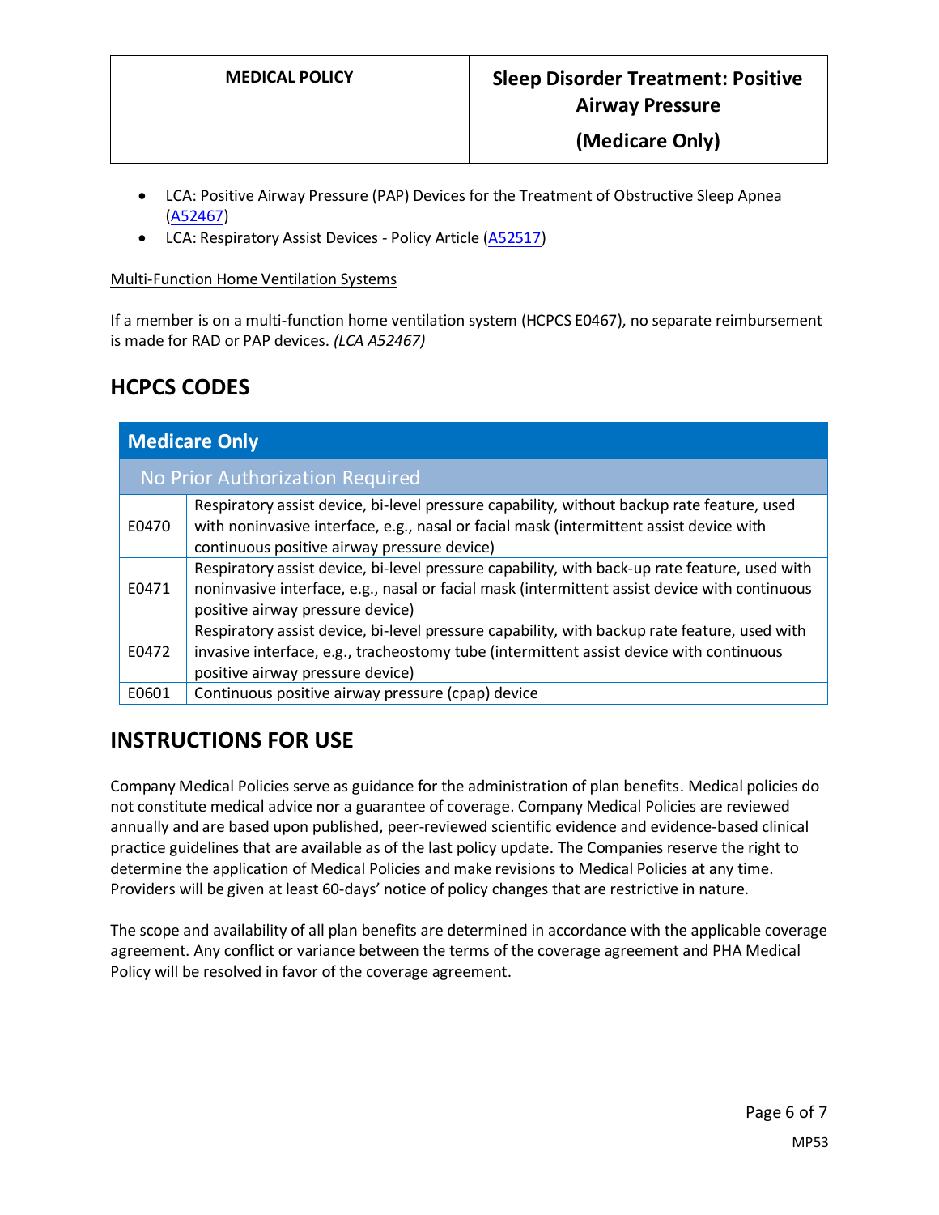- LCA: Positive Airway Pressure (PAP) Devices for the Treatment of Obstructive Sleep Apnea (A52467)
- LCA: Respiratory Assist Devices - Policy Article (A52517)

Multi-Function Home Ventilation Systems

If a member is on a multi-function home ventilation system (HCPCS E0467), no separate reimbursement is made for RAD or PAP devices. *(LCA A52467)*

## HCPCS CODES

| Medicare Only | |
|---|---|
| No Prior Authorization Required | |
| E0470 | Respiratory assist device, bi-level pressure capability, without backup rate feature, used with noninvasive interface, e.g., nasal or facial mask (intermittent assist device with continuous positive airway pressure device) |
| E0471 | Respiratory assist device, bi-level pressure capability, with back-up rate feature, used with noninvasive interface, e.g., nasal or facial mask (intermittent assist device with continuous positive airway pressure device) |
| E0472 | Respiratory assist device, bi-level pressure capability, with backup rate feature, used with invasive interface, e.g., tracheostomy tube (intermittent assist device with continuous positive airway pressure device) |
| E0601 | Continuous positive airway pressure (cpap) device |

## INSTRUCTIONS FOR USE

Company Medical Policies serve as guidance for the administration of plan benefits. Medical policies do not constitute medical advice nor a guarantee of coverage. Company Medical Policies are reviewed annually and are based upon published, peer-reviewed scientific evidence and evidence-based clinical practice guidelines that are available as of the last policy update. The Companies reserve the right to determine the application of Medical Policies and make revisions to Medical Policies at any time. Providers will be given at least 60-days' notice of policy changes that are restrictive in nature.

The scope and availability of all plan benefits are determined in accordance with the applicable coverage agreement. Any conflict or variance between the terms of the coverage agreement and PHA Medical Policy will be resolved in favor of the coverage agreement.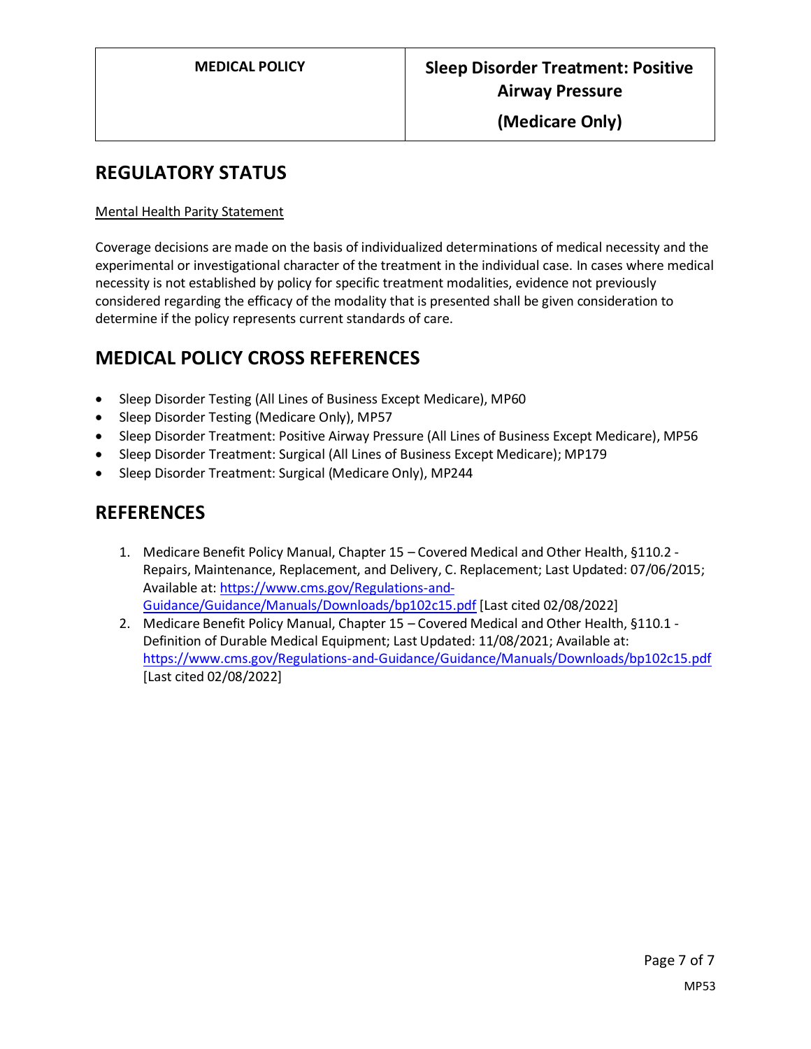## REGULATORY STATUS

Mental Health Parity Statement

Coverage decisions are made on the basis of individualized determinations of medical necessity and the experimental or investigational character of the treatment in the individual case. In cases where medical necessity is not established by policy for specific treatment modalities, evidence not previously considered regarding the efficacy of the modality that is presented shall be given consideration to determine if the policy represents current standards of care.

## MEDICAL POLICY CROSS REFERENCES

- Sleep Disorder Testing (All Lines of Business Except Medicare), MP60
- Sleep Disorder Testing (Medicare Only), MP57
- Sleep Disorder Treatment: Positive Airway Pressure (All Lines of Business Except Medicare), MP56
- Sleep Disorder Treatment: Surgical (All Lines of Business Except Medicare); MP179
- Sleep Disorder Treatment: Surgical (Medicare Only), MP244

## REFERENCES

1. Medicare Benefit Policy Manual, Chapter 15 – Covered Medical and Other Health, §110.2 - Repairs, Maintenance, Replacement, and Delivery, C. Replacement; Last Updated: 07/06/2015; Available at: https://www.cms.gov/Regulations-and-Guidance/Guidance/Manuals/Downloads/bp102c15.pdf [Last cited 02/08/2022]
2. Medicare Benefit Policy Manual, Chapter 15 – Covered Medical and Other Health, §110.1 - Definition of Durable Medical Equipment; Last Updated: 11/08/2021; Available at: https://www.cms.gov/Regulations-and-Guidance/Guidance/Manuals/Downloads/bp102c15.pdf [Last cited 02/08/2022]